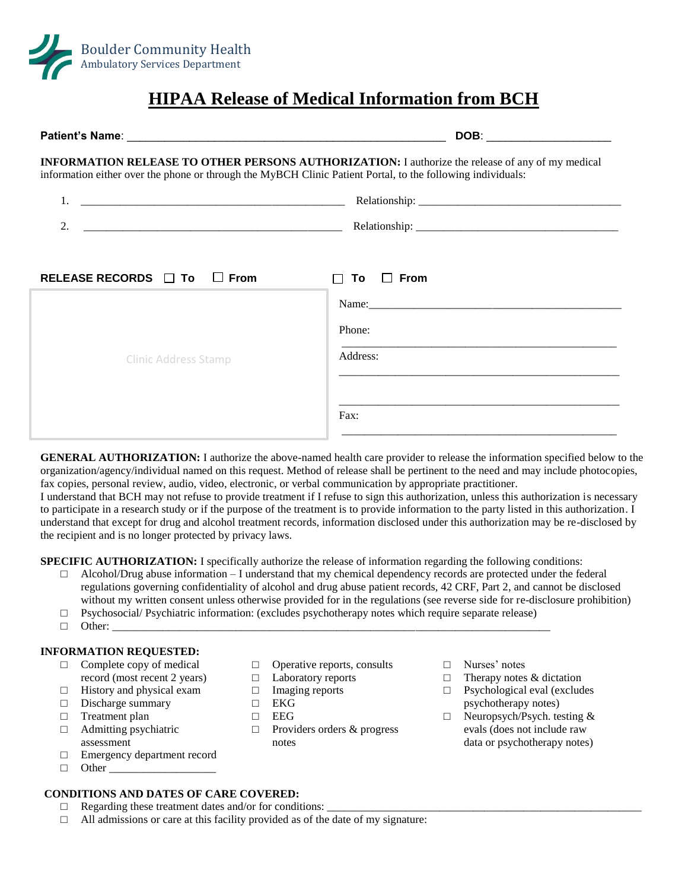Boulder Community Health
Ambulatory Services Department

# HIPAA Release of Medical Information from BCH

**Patient's Name**: _______________________________________________ **DOB**: ____________________

**INFORMATION RELEASE TO OTHER PERSONS AUTHORIZATION:** I authorize the release of any of my medical information either over the phone or through the MyBCH Clinic Patient Portal, to the following individuals:

1. ___________________________________________ Relationship: ___________________________________
2. ___________________________________________ Relationship: ___________________________________

**RELEASE RECORDS** ☐ **To** ☐ **From** ☐ **To** ☐ **From**

| Clinic Address Stamp | Name:_______________________________________ |
|---|---|
| | Phone: _______________________________________ |
| | Address: _______________________________________ _______________________________________ |
| | Fax: _______________________________________ |

**GENERAL AUTHORIZATION:** I authorize the above-named health care provider to release the information specified below to the organization/agency/individual named on this request. Method of release shall be pertinent to the need and may include photocopies, fax copies, personal review, audio, video, electronic, or verbal communication by appropriate practitioner.
I understand that BCH may not refuse to provide treatment if I refuse to sign this authorization, unless this authorization is necessary to participate in a research study or if the purpose of the treatment is to provide information to the party listed in this authorization. I understand that except for drug and alcohol treatment records, information disclosed under this authorization may be re-disclosed by the recipient and is no longer protected by privacy laws.

**SPECIFIC AUTHORIZATION:** I specifically authorize the release of information regarding the following conditions:

- ☐ Alcohol/Drug abuse information – I understand that my chemical dependency records are protected under the federal regulations governing confidentiality of alcohol and drug abuse patient records, 42 CRF, Part 2, and cannot be disclosed without my written consent unless otherwise provided for in the regulations (see reverse side for re-disclosure prohibition)
- ☐ Psychosocial/ Psychiatric information: (excludes psychotherapy notes which require separate release)
- ☐ Other: ___________________________________________________________________________

**INFORMATION REQUESTED:**

- ☐ Complete copy of medical record (most recent 2 years)
- ☐ History and physical exam
- ☐ Discharge summary
- ☐ Treatment plan
- ☐ Admitting psychiatric assessment
- ☐ Emergency department record
- ☐ Other __________________
- ☐ Operative reports, consults
- ☐ Laboratory reports
- ☐ Imaging reports
- ☐ EKG
- ☐ EEG
- ☐ Providers orders & progress notes
- ☐ Nurses' notes
- ☐ Therapy notes & dictation
- ☐ Psychological eval (excludes psychotherapy notes)
- ☐ Neuropsych/Psych. testing & evals (does not include raw data or psychotherapy notes)

**CONDITIONS AND DATES OF CARE COVERED:**

- ☐ Regarding these treatment dates and/or for conditions: _______________________________________________________
- ☐ All admissions or care at this facility provided as of the date of my signature: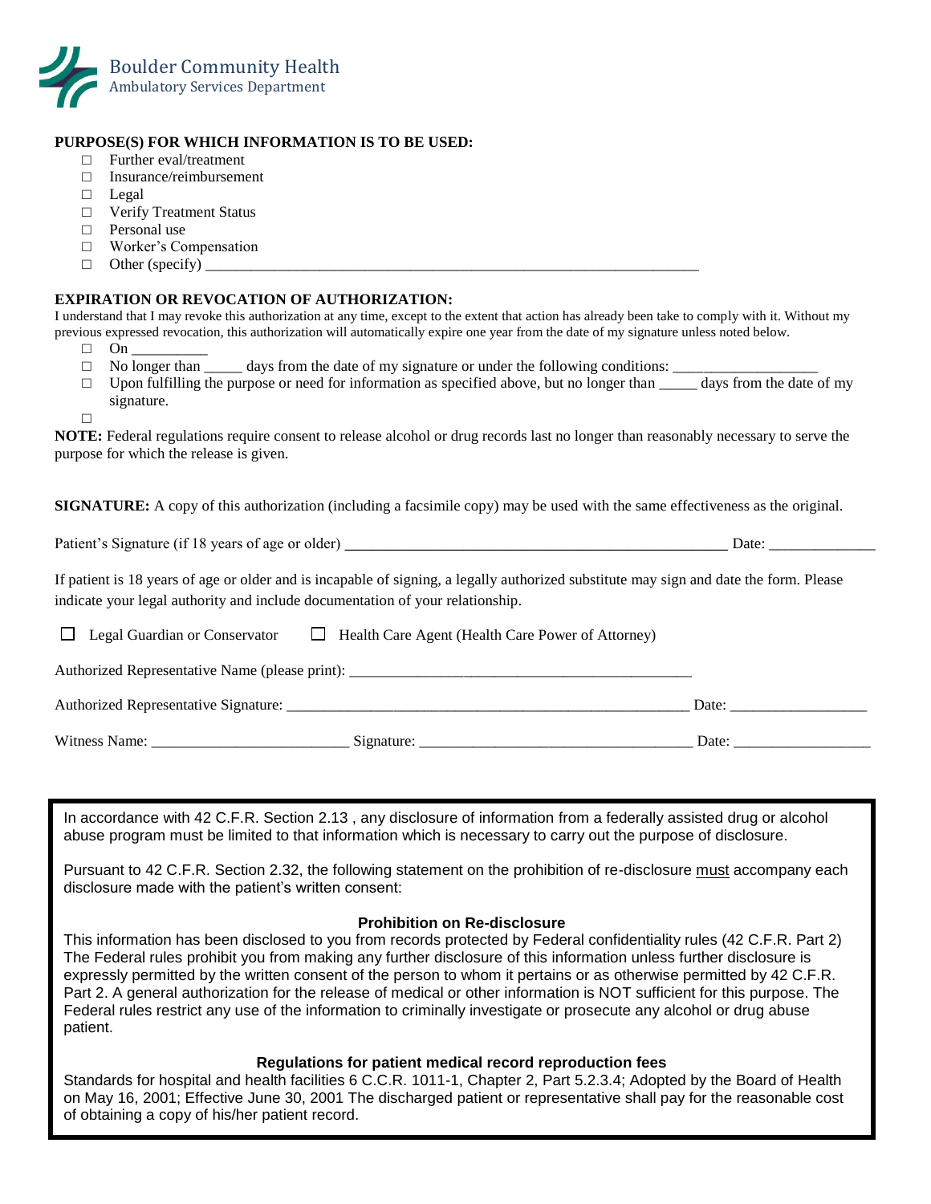Boulder Community Health
Ambulatory Services Department

**PURPOSE(S) FOR WHICH INFORMATION IS TO BE USED:**

- □ Further eval/treatment
- □ Insurance/reimbursement
- □ Legal
- □ Verify Treatment Status
- □ Personal use
- □ Worker's Compensation
- □ Other (specify) ___________________________________________________________________

**EXPIRATION OR REVOCATION OF AUTHORIZATION:**

I understand that I may revoke this authorization at any time, except to the extent that action has already been take to comply with it. Without my previous expressed revocation, this authorization will automatically expire one year from the date of my signature unless noted below.

- □ On __________
- □ No longer than _____ days from the date of my signature or under the following conditions: ___________________
- □ Upon fulfilling the purpose or need for information as specified above, but no longer than _____ days from the date of my signature.
- □

**NOTE:** Federal regulations require consent to release alcohol or drug records last no longer than reasonably necessary to serve the purpose for which the release is given.

**SIGNATURE:** A copy of this authorization (including a facsimile copy) may be used with the same effectiveness as the original.

Patient's Signature (if 18 years of age or older) ____________________________________________________ Date: ______________

If patient is 18 years of age or older and is incapable of signing, a legally authorized substitute may sign and date the form. Please indicate your legal authority and include documentation of your relationship.

☐ Legal Guardian or Conservator ☐ Health Care Agent (Health Care Power of Attorney)

Authorized Representative Name (please print): _______________________________________________

Authorized Representative Signature: ________________________________________________________ Date: __________________

Witness Name: __________________________ Signature: ____________________________________ Date: __________________

In accordance with 42 C.F.R. Section 2.13 , any disclosure of information from a federally assisted drug or alcohol abuse program must be limited to that information which is necessary to carry out the purpose of disclosure.

Pursuant to 42 C.F.R. Section 2.32, the following statement on the prohibition of re-disclosure must accompany each disclosure made with the patient's written consent:

**Prohibition on Re-disclosure**

This information has been disclosed to you from records protected by Federal confidentiality rules (42 C.F.R. Part 2) The Federal rules prohibit you from making any further disclosure of this information unless further disclosure is expressly permitted by the written consent of the person to whom it pertains or as otherwise permitted by 42 C.F.R. Part 2. A general authorization for the release of medical or other information is NOT sufficient for this purpose. The Federal rules restrict any use of the information to criminally investigate or prosecute any alcohol or drug abuse patient.

**Regulations for patient medical record reproduction fees**

Standards for hospital and health facilities 6 C.C.R. 1011-1, Chapter 2, Part 5.2.3.4; Adopted by the Board of Health on May 16, 2001; Effective June 30, 2001 The discharged patient or representative shall pay for the reasonable cost of obtaining a copy of his/her patient record.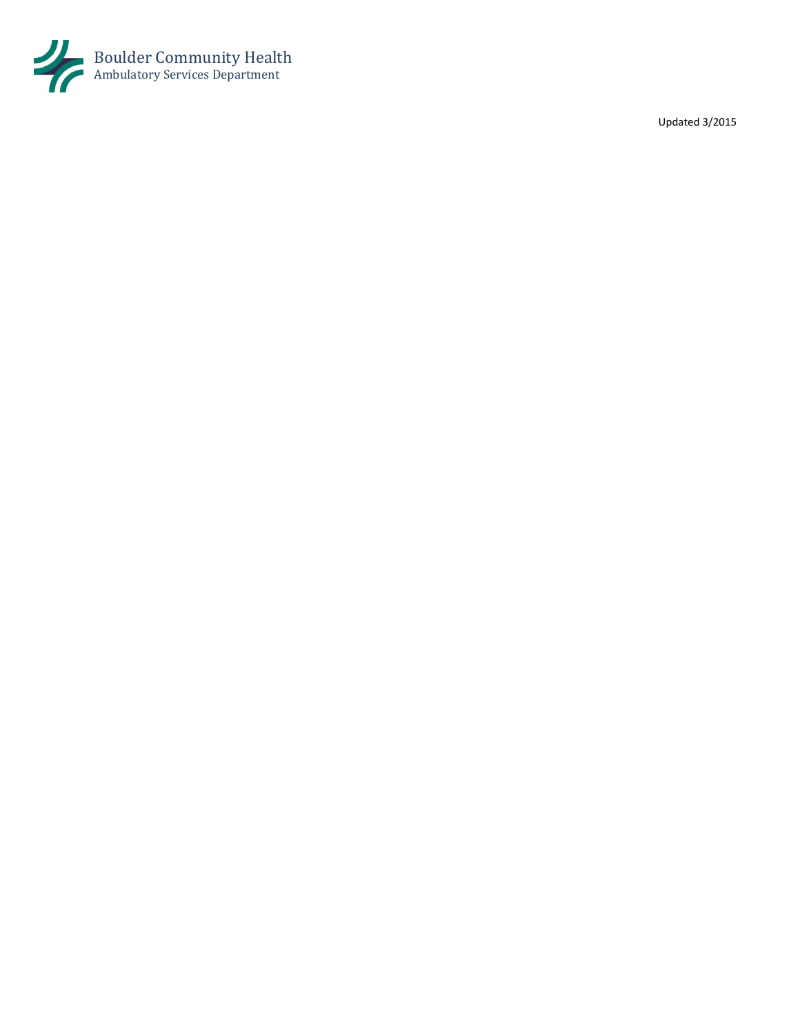Boulder Community Health
Ambulatory Services Department

Updated 3/2015